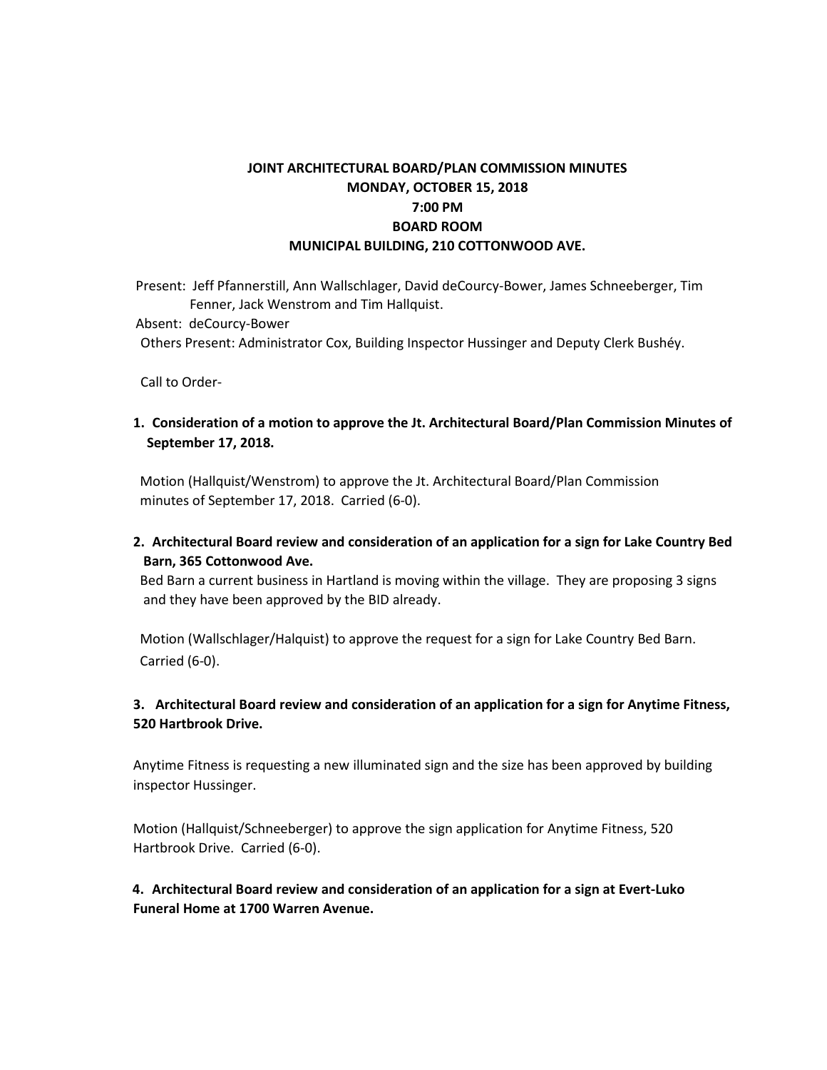**JOINT ARCHITECTURAL BOARD/PLAN COMMISSION MINUTES**
**MONDAY, OCTOBER 15, 2018**
**7:00 PM**
**BOARD ROOM**
**MUNICIPAL BUILDING, 210 COTTONWOOD AVE.**

Present: Jeff Pfannerstill, Ann Wallschlager, David deCourcy-Bower, James Schneeberger, Tim Fenner, Jack Wenstrom and Tim Hallquist.
Absent: deCourcy-Bower
Others Present: Administrator Cox, Building Inspector Hussinger and Deputy Clerk Bushéy.

Call to Order-

**1. Consideration of a motion to approve the Jt. Architectural Board/Plan Commission Minutes of September 17, 2018.**

Motion (Hallquist/Wenstrom) to approve the Jt. Architectural Board/Plan Commission minutes of September 17, 2018. Carried (6-0).

**2. Architectural Board review and consideration of an application for a sign for Lake Country Bed Barn, 365 Cottonwood Ave.**

Bed Barn a current business in Hartland is moving within the village. They are proposing 3 signs and they have been approved by the BID already.

Motion (Wallschlager/Halquist) to approve the request for a sign for Lake Country Bed Barn. Carried (6-0).

**3. Architectural Board review and consideration of an application for a sign for Anytime Fitness, 520 Hartbrook Drive.**

Anytime Fitness is requesting a new illuminated sign and the size has been approved by building inspector Hussinger.

Motion (Hallquist/Schneeberger) to approve the sign application for Anytime Fitness, 520 Hartbrook Drive. Carried (6-0).

**4. Architectural Board review and consideration of an application for a sign at Evert-Luko Funeral Home at 1700 Warren Avenue.**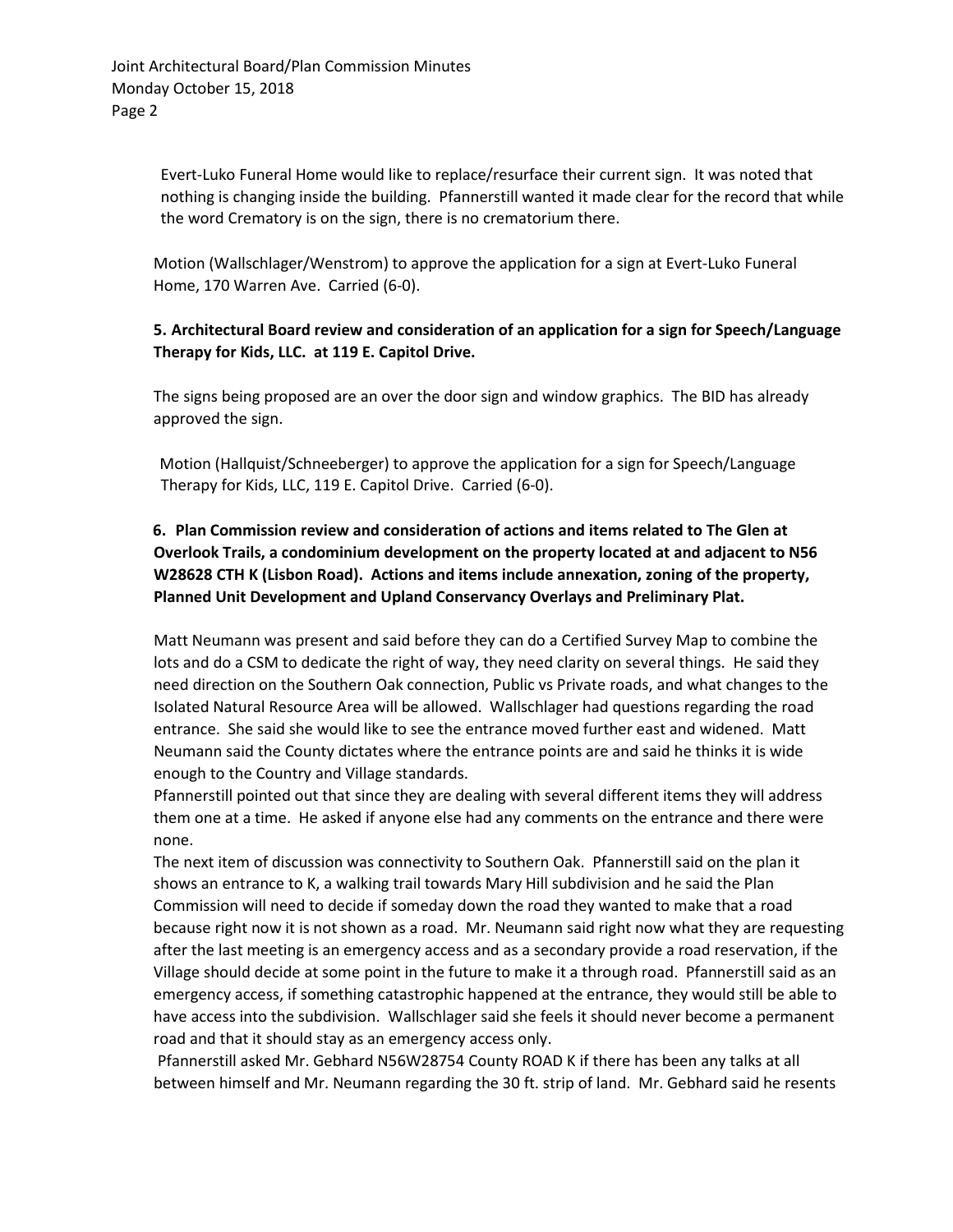Evert-Luko Funeral Home would like to replace/resurface their current sign. It was noted that nothing is changing inside the building. Pfannerstill wanted it made clear for the record that while the word Crematory is on the sign, there is no crematorium there.

Motion (Wallschlager/Wenstrom) to approve the application for a sign at Evert-Luko Funeral Home, 170 Warren Ave. Carried (6-0).

**5. Architectural Board review and consideration of an application for a sign for Speech/Language Therapy for Kids, LLC. at 119 E. Capitol Drive.**

The signs being proposed are an over the door sign and window graphics. The BID has already approved the sign.

Motion (Hallquist/Schneeberger) to approve the application for a sign for Speech/Language Therapy for Kids, LLC, 119 E. Capitol Drive. Carried (6-0).

**6. Plan Commission review and consideration of actions and items related to The Glen at Overlook Trails, a condominium development on the property located at and adjacent to N56 W28628 CTH K (Lisbon Road). Actions and items include annexation, zoning of the property, Planned Unit Development and Upland Conservancy Overlays and Preliminary Plat.**

Matt Neumann was present and said before they can do a Certified Survey Map to combine the lots and do a CSM to dedicate the right of way, they need clarity on several things. He said they need direction on the Southern Oak connection, Public vs Private roads, and what changes to the Isolated Natural Resource Area will be allowed. Wallschlager had questions regarding the road entrance. She said she would like to see the entrance moved further east and widened. Matt Neumann said the County dictates where the entrance points are and said he thinks it is wide enough to the Country and Village standards.

Pfannerstill pointed out that since they are dealing with several different items they will address them one at a time. He asked if anyone else had any comments on the entrance and there were none.

The next item of discussion was connectivity to Southern Oak. Pfannerstill said on the plan it shows an entrance to K, a walking trail towards Mary Hill subdivision and he said the Plan Commission will need to decide if someday down the road they wanted to make that a road because right now it is not shown as a road. Mr. Neumann said right now what they are requesting after the last meeting is an emergency access and as a secondary provide a road reservation, if the Village should decide at some point in the future to make it a through road. Pfannerstill said as an emergency access, if something catastrophic happened at the entrance, they would still be able to have access into the subdivision. Wallschlager said she feels it should never become a permanent road and that it should stay as an emergency access only.

Pfannerstill asked Mr. Gebhard N56W28754 County ROAD K if there has been any talks at all between himself and Mr. Neumann regarding the 30 ft. strip of land. Mr. Gebhard said he resents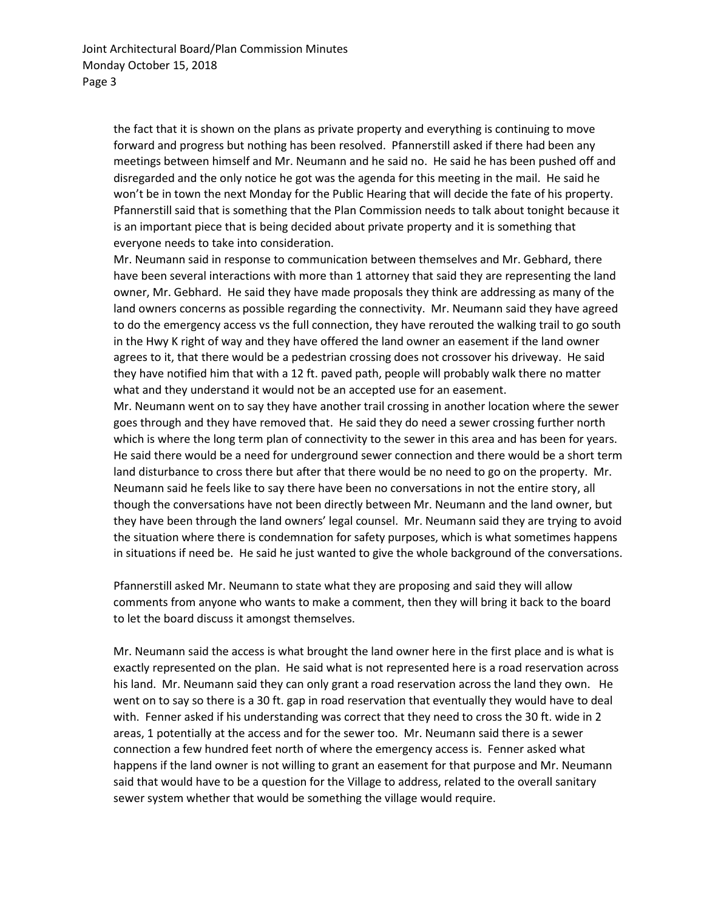the fact that it is shown on the plans as private property and everything is continuing to move forward and progress but nothing has been resolved. Pfannerstill asked if there had been any meetings between himself and Mr. Neumann and he said no. He said he has been pushed off and disregarded and the only notice he got was the agenda for this meeting in the mail. He said he won't be in town the next Monday for the Public Hearing that will decide the fate of his property. Pfannerstill said that is something that the Plan Commission needs to talk about tonight because it is an important piece that is being decided about private property and it is something that everyone needs to take into consideration.

Mr. Neumann said in response to communication between themselves and Mr. Gebhard, there have been several interactions with more than 1 attorney that said they are representing the land owner, Mr. Gebhard. He said they have made proposals they think are addressing as many of the land owners concerns as possible regarding the connectivity. Mr. Neumann said they have agreed to do the emergency access vs the full connection, they have rerouted the walking trail to go south in the Hwy K right of way and they have offered the land owner an easement if the land owner agrees to it, that there would be a pedestrian crossing does not crossover his driveway. He said they have notified him that with a 12 ft. paved path, people will probably walk there no matter what and they understand it would not be an accepted use for an easement.

Mr. Neumann went on to say they have another trail crossing in another location where the sewer goes through and they have removed that. He said they do need a sewer crossing further north which is where the long term plan of connectivity to the sewer in this area and has been for years. He said there would be a need for underground sewer connection and there would be a short term land disturbance to cross there but after that there would be no need to go on the property. Mr. Neumann said he feels like to say there have been no conversations in not the entire story, all though the conversations have not been directly between Mr. Neumann and the land owner, but they have been through the land owners' legal counsel. Mr. Neumann said they are trying to avoid the situation where there is condemnation for safety purposes, which is what sometimes happens in situations if need be. He said he just wanted to give the whole background of the conversations.

Pfannerstill asked Mr. Neumann to state what they are proposing and said they will allow comments from anyone who wants to make a comment, then they will bring it back to the board to let the board discuss it amongst themselves.

Mr. Neumann said the access is what brought the land owner here in the first place and is what is exactly represented on the plan. He said what is not represented here is a road reservation across his land. Mr. Neumann said they can only grant a road reservation across the land they own. He went on to say so there is a 30 ft. gap in road reservation that eventually they would have to deal with. Fenner asked if his understanding was correct that they need to cross the 30 ft. wide in 2 areas, 1 potentially at the access and for the sewer too. Mr. Neumann said there is a sewer connection a few hundred feet north of where the emergency access is. Fenner asked what happens if the land owner is not willing to grant an easement for that purpose and Mr. Neumann said that would have to be a question for the Village to address, related to the overall sanitary sewer system whether that would be something the village would require.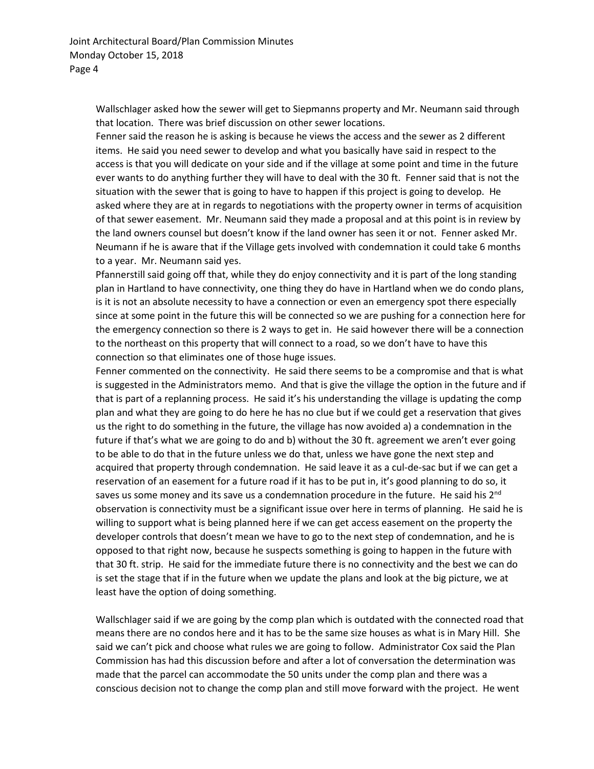Wallschlager asked how the sewer will get to Siepmanns property and Mr. Neumann said through that location. There was brief discussion on other sewer locations.

Fenner said the reason he is asking is because he views the access and the sewer as 2 different items. He said you need sewer to develop and what you basically have said in respect to the access is that you will dedicate on your side and if the village at some point and time in the future ever wants to do anything further they will have to deal with the 30 ft. Fenner said that is not the situation with the sewer that is going to have to happen if this project is going to develop. He asked where they are at in regards to negotiations with the property owner in terms of acquisition of that sewer easement. Mr. Neumann said they made a proposal and at this point is in review by the land owners counsel but doesn't know if the land owner has seen it or not. Fenner asked Mr. Neumann if he is aware that if the Village gets involved with condemnation it could take 6 months to a year. Mr. Neumann said yes.

Pfannerstill said going off that, while they do enjoy connectivity and it is part of the long standing plan in Hartland to have connectivity, one thing they do have in Hartland when we do condo plans, is it is not an absolute necessity to have a connection or even an emergency spot there especially since at some point in the future this will be connected so we are pushing for a connection here for the emergency connection so there is 2 ways to get in. He said however there will be a connection to the northeast on this property that will connect to a road, so we don't have to have this connection so that eliminates one of those huge issues.

Fenner commented on the connectivity. He said there seems to be a compromise and that is what is suggested in the Administrators memo. And that is give the village the option in the future and if that is part of a replanning process. He said it's his understanding the village is updating the comp plan and what they are going to do here he has no clue but if we could get a reservation that gives us the right to do something in the future, the village has now avoided a) a condemnation in the future if that's what we are going to do and b) without the 30 ft. agreement we aren't ever going to be able to do that in the future unless we do that, unless we have gone the next step and acquired that property through condemnation. He said leave it as a cul-de-sac but if we can get a reservation of an easement for a future road if it has to be put in, it's good planning to do so, it saves us some money and its save us a condemnation procedure in the future. He said his 2nd observation is connectivity must be a significant issue over here in terms of planning. He said he is willing to support what is being planned here if we can get access easement on the property the developer controls that doesn't mean we have to go to the next step of condemnation, and he is opposed to that right now, because he suspects something is going to happen in the future with that 30 ft. strip. He said for the immediate future there is no connectivity and the best we can do is set the stage that if in the future when we update the plans and look at the big picture, we at least have the option of doing something.

Wallschlager said if we are going by the comp plan which is outdated with the connected road that means there are no condos here and it has to be the same size houses as what is in Mary Hill. She said we can't pick and choose what rules we are going to follow. Administrator Cox said the Plan Commission has had this discussion before and after a lot of conversation the determination was made that the parcel can accommodate the 50 units under the comp plan and there was a conscious decision not to change the comp plan and still move forward with the project. He went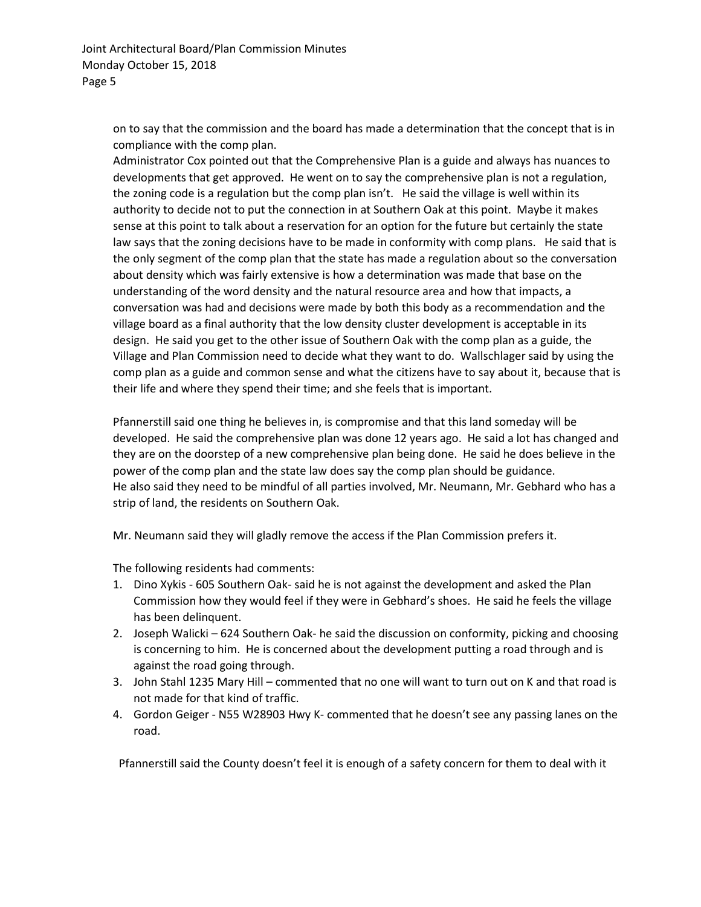on to say that the commission and the board has made a determination that the concept that is in compliance with the comp plan.

Administrator Cox pointed out that the Comprehensive Plan is a guide and always has nuances to developments that get approved. He went on to say the comprehensive plan is not a regulation, the zoning code is a regulation but the comp plan isn't. He said the village is well within its authority to decide not to put the connection in at Southern Oak at this point. Maybe it makes sense at this point to talk about a reservation for an option for the future but certainly the state law says that the zoning decisions have to be made in conformity with comp plans. He said that is the only segment of the comp plan that the state has made a regulation about so the conversation about density which was fairly extensive is how a determination was made that base on the understanding of the word density and the natural resource area and how that impacts, a conversation was had and decisions were made by both this body as a recommendation and the village board as a final authority that the low density cluster development is acceptable in its design. He said you get to the other issue of Southern Oak with the comp plan as a guide, the Village and Plan Commission need to decide what they want to do. Wallschlager said by using the comp plan as a guide and common sense and what the citizens have to say about it, because that is their life and where they spend their time; and she feels that is important.

Pfannerstill said one thing he believes in, is compromise and that this land someday will be developed. He said the comprehensive plan was done 12 years ago. He said a lot has changed and they are on the doorstep of a new comprehensive plan being done. He said he does believe in the power of the comp plan and the state law does say the comp plan should be guidance.

He also said they need to be mindful of all parties involved, Mr. Neumann, Mr. Gebhard who has a strip of land, the residents on Southern Oak.

Mr. Neumann said they will gladly remove the access if the Plan Commission prefers it.

The following residents had comments:

1. Dino Xykis - 605 Southern Oak- said he is not against the development and asked the Plan Commission how they would feel if they were in Gebhard's shoes. He said he feels the village has been delinquent.
2. Joseph Walicki – 624 Southern Oak- he said the discussion on conformity, picking and choosing is concerning to him. He is concerned about the development putting a road through and is against the road going through.
3. John Stahl 1235 Mary Hill – commented that no one will want to turn out on K and that road is not made for that kind of traffic.
4. Gordon Geiger - N55 W28903 Hwy K- commented that he doesn't see any passing lanes on the road.

Pfannerstill said the County doesn't feel it is enough of a safety concern for them to deal with it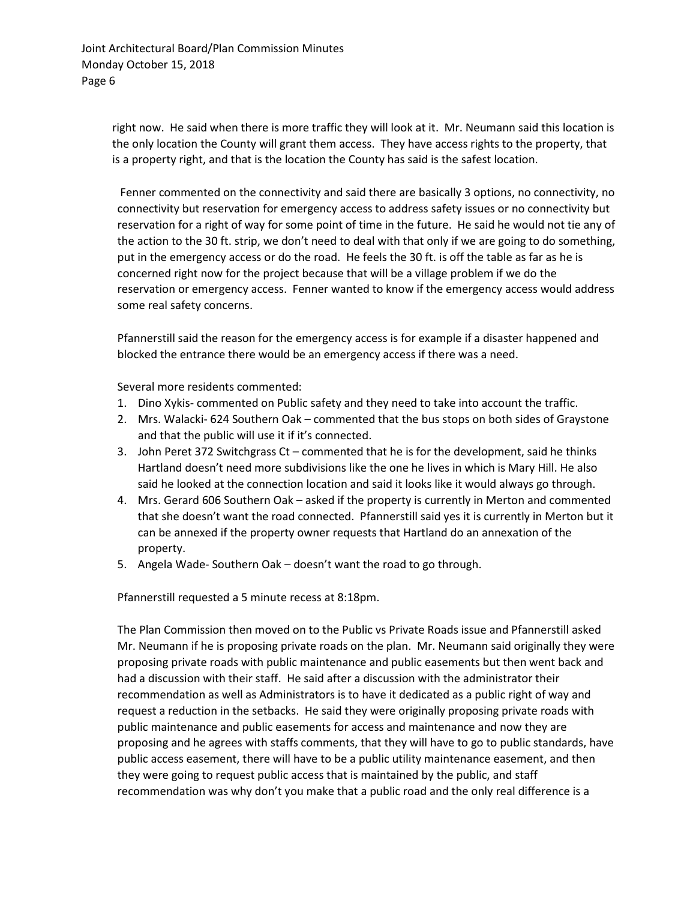right now. He said when there is more traffic they will look at it. Mr. Neumann said this location is the only location the County will grant them access. They have access rights to the property, that is a property right, and that is the location the County has said is the safest location.

Fenner commented on the connectivity and said there are basically 3 options, no connectivity, no connectivity but reservation for emergency access to address safety issues or no connectivity but reservation for a right of way for some point of time in the future. He said he would not tie any of the action to the 30 ft. strip, we don't need to deal with that only if we are going to do something, put in the emergency access or do the road. He feels the 30 ft. is off the table as far as he is concerned right now for the project because that will be a village problem if we do the reservation or emergency access. Fenner wanted to know if the emergency access would address some real safety concerns.

Pfannerstill said the reason for the emergency access is for example if a disaster happened and blocked the entrance there would be an emergency access if there was a need.

Several more residents commented:

1. Dino Xykis- commented on Public safety and they need to take into account the traffic.
2. Mrs. Walacki- 624 Southern Oak – commented that the bus stops on both sides of Graystone and that the public will use it if it's connected.
3. John Peret 372 Switchgrass Ct – commented that he is for the development, said he thinks Hartland doesn't need more subdivisions like the one he lives in which is Mary Hill. He also said he looked at the connection location and said it looks like it would always go through.
4. Mrs. Gerard 606 Southern Oak – asked if the property is currently in Merton and commented that she doesn't want the road connected. Pfannerstill said yes it is currently in Merton but it can be annexed if the property owner requests that Hartland do an annexation of the property.
5. Angela Wade- Southern Oak – doesn't want the road to go through.

Pfannerstill requested a 5 minute recess at 8:18pm.

The Plan Commission then moved on to the Public vs Private Roads issue and Pfannerstill asked Mr. Neumann if he is proposing private roads on the plan. Mr. Neumann said originally they were proposing private roads with public maintenance and public easements but then went back and had a discussion with their staff. He said after a discussion with the administrator their recommendation as well as Administrators is to have it dedicated as a public right of way and request a reduction in the setbacks. He said they were originally proposing private roads with public maintenance and public easements for access and maintenance and now they are proposing and he agrees with staffs comments, that they will have to go to public standards, have public access easement, there will have to be a public utility maintenance easement, and then they were going to request public access that is maintained by the public, and staff recommendation was why don't you make that a public road and the only real difference is a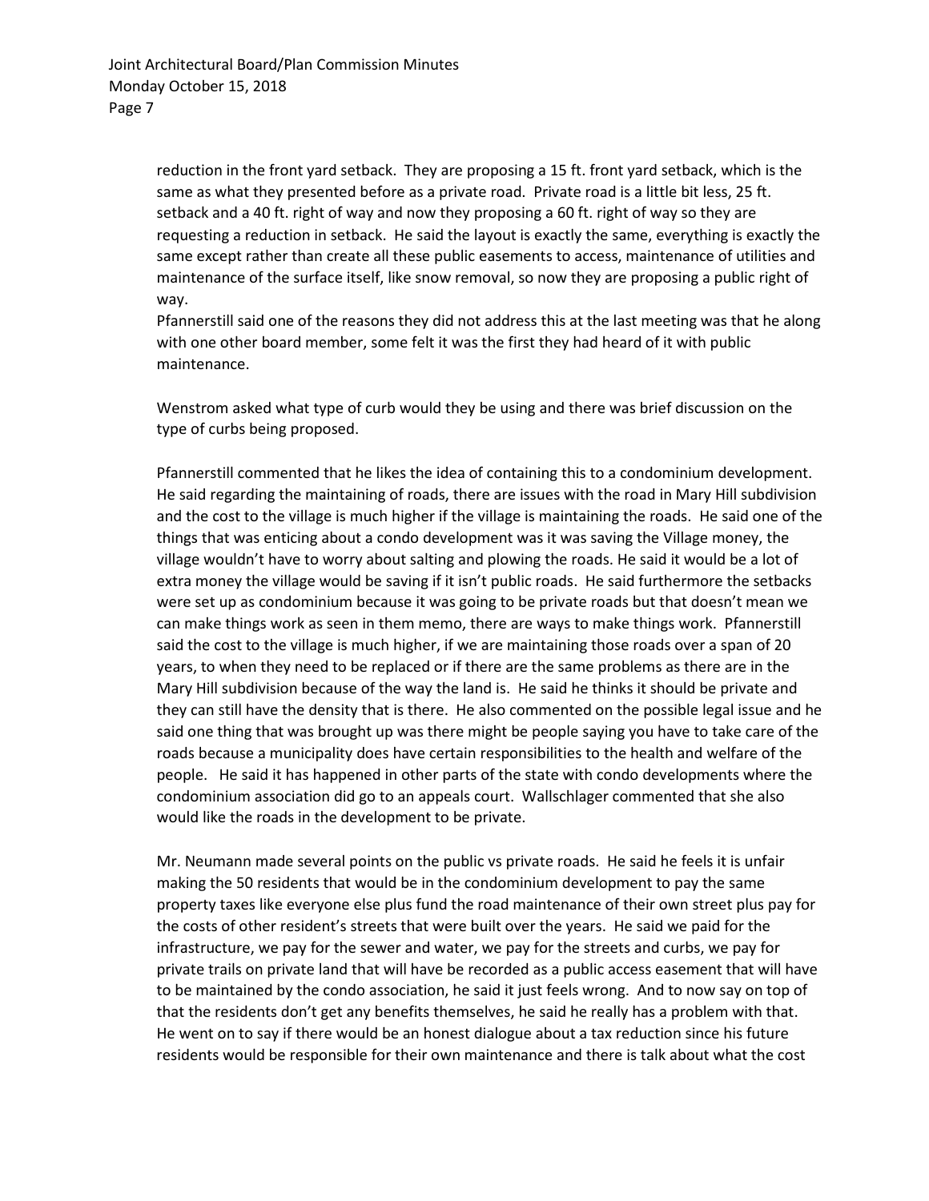reduction in the front yard setback. They are proposing a 15 ft. front yard setback, which is the same as what they presented before as a private road. Private road is a little bit less, 25 ft. setback and a 40 ft. right of way and now they proposing a 60 ft. right of way so they are requesting a reduction in setback. He said the layout is exactly the same, everything is exactly the same except rather than create all these public easements to access, maintenance of utilities and maintenance of the surface itself, like snow removal, so now they are proposing a public right of way.

Pfannerstill said one of the reasons they did not address this at the last meeting was that he along with one other board member, some felt it was the first they had heard of it with public maintenance.

Wenstrom asked what type of curb would they be using and there was brief discussion on the type of curbs being proposed.

Pfannerstill commented that he likes the idea of containing this to a condominium development. He said regarding the maintaining of roads, there are issues with the road in Mary Hill subdivision and the cost to the village is much higher if the village is maintaining the roads. He said one of the things that was enticing about a condo development was it was saving the Village money, the village wouldn't have to worry about salting and plowing the roads. He said it would be a lot of extra money the village would be saving if it isn't public roads. He said furthermore the setbacks were set up as condominium because it was going to be private roads but that doesn't mean we can make things work as seen in them memo, there are ways to make things work. Pfannerstill said the cost to the village is much higher, if we are maintaining those roads over a span of 20 years, to when they need to be replaced or if there are the same problems as there are in the Mary Hill subdivision because of the way the land is. He said he thinks it should be private and they can still have the density that is there. He also commented on the possible legal issue and he said one thing that was brought up was there might be people saying you have to take care of the roads because a municipality does have certain responsibilities to the health and welfare of the people. He said it has happened in other parts of the state with condo developments where the condominium association did go to an appeals court. Wallschlager commented that she also would like the roads in the development to be private.

Mr. Neumann made several points on the public vs private roads. He said he feels it is unfair making the 50 residents that would be in the condominium development to pay the same property taxes like everyone else plus fund the road maintenance of their own street plus pay for the costs of other resident's streets that were built over the years. He said we paid for the infrastructure, we pay for the sewer and water, we pay for the streets and curbs, we pay for private trails on private land that will have be recorded as a public access easement that will have to be maintained by the condo association, he said it just feels wrong. And to now say on top of that the residents don't get any benefits themselves, he said he really has a problem with that. He went on to say if there would be an honest dialogue about a tax reduction since his future residents would be responsible for their own maintenance and there is talk about what the cost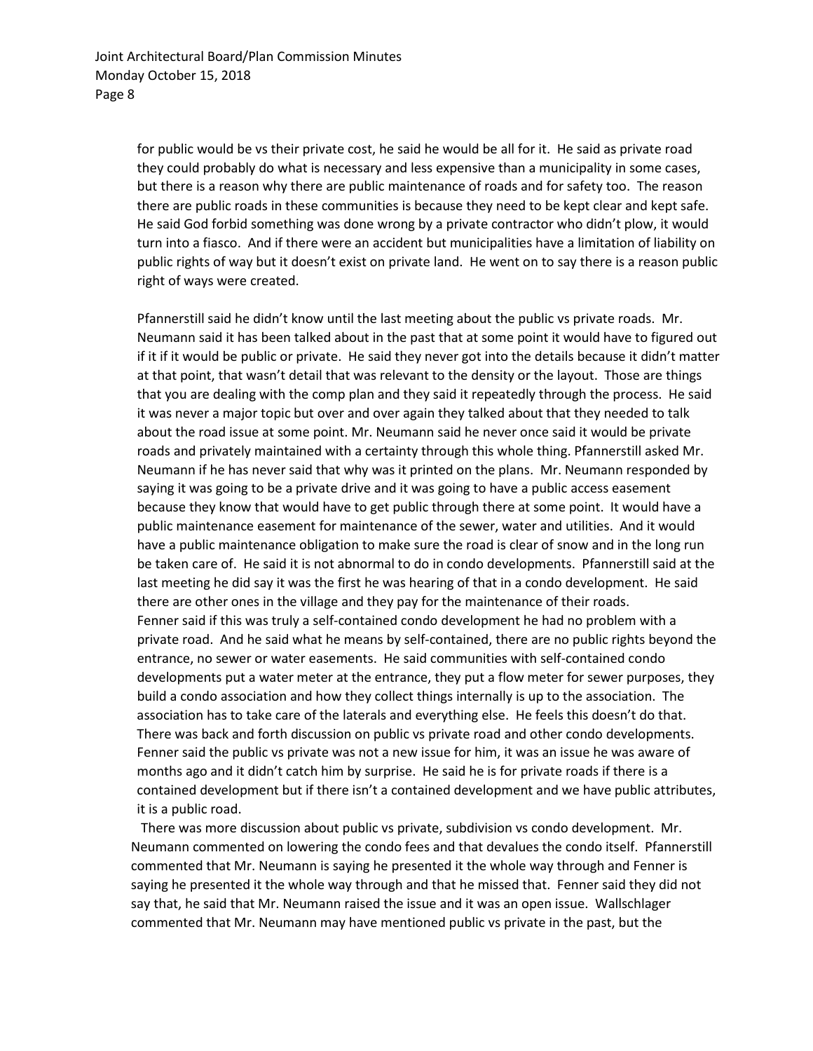for public would be vs their private cost, he said he would be all for it. He said as private road they could probably do what is necessary and less expensive than a municipality in some cases, but there is a reason why there are public maintenance of roads and for safety too. The reason there are public roads in these communities is because they need to be kept clear and kept safe. He said God forbid something was done wrong by a private contractor who didn't plow, it would turn into a fiasco. And if there were an accident but municipalities have a limitation of liability on public rights of way but it doesn't exist on private land. He went on to say there is a reason public right of ways were created.

Pfannerstill said he didn't know until the last meeting about the public vs private roads. Mr. Neumann said it has been talked about in the past that at some point it would have to figured out if it if it would be public or private. He said they never got into the details because it didn't matter at that point, that wasn't detail that was relevant to the density or the layout. Those are things that you are dealing with the comp plan and they said it repeatedly through the process. He said it was never a major topic but over and over again they talked about that they needed to talk about the road issue at some point. Mr. Neumann said he never once said it would be private roads and privately maintained with a certainty through this whole thing. Pfannerstill asked Mr. Neumann if he has never said that why was it printed on the plans. Mr. Neumann responded by saying it was going to be a private drive and it was going to have a public access easement because they know that would have to get public through there at some point. It would have a public maintenance easement for maintenance of the sewer, water and utilities. And it would have a public maintenance obligation to make sure the road is clear of snow and in the long run be taken care of. He said it is not abnormal to do in condo developments. Pfannerstill said at the last meeting he did say it was the first he was hearing of that in a condo development. He said there are other ones in the village and they pay for the maintenance of their roads.
Fenner said if this was truly a self-contained condo development he had no problem with a private road. And he said what he means by self-contained, there are no public rights beyond the entrance, no sewer or water easements. He said communities with self-contained condo developments put a water meter at the entrance, they put a flow meter for sewer purposes, they build a condo association and how they collect things internally is up to the association. The association has to take care of the laterals and everything else. He feels this doesn't do that. There was back and forth discussion on public vs private road and other condo developments. Fenner said the public vs private was not a new issue for him, it was an issue he was aware of months ago and it didn't catch him by surprise. He said he is for private roads if there is a contained development but if there isn't a contained development and we have public attributes, it is a public road.

There was more discussion about public vs private, subdivision vs condo development. Mr. Neumann commented on lowering the condo fees and that devalues the condo itself. Pfannerstill commented that Mr. Neumann is saying he presented it the whole way through and Fenner is saying he presented it the whole way through and that he missed that. Fenner said they did not say that, he said that Mr. Neumann raised the issue and it was an open issue. Wallschlager commented that Mr. Neumann may have mentioned public vs private in the past, but the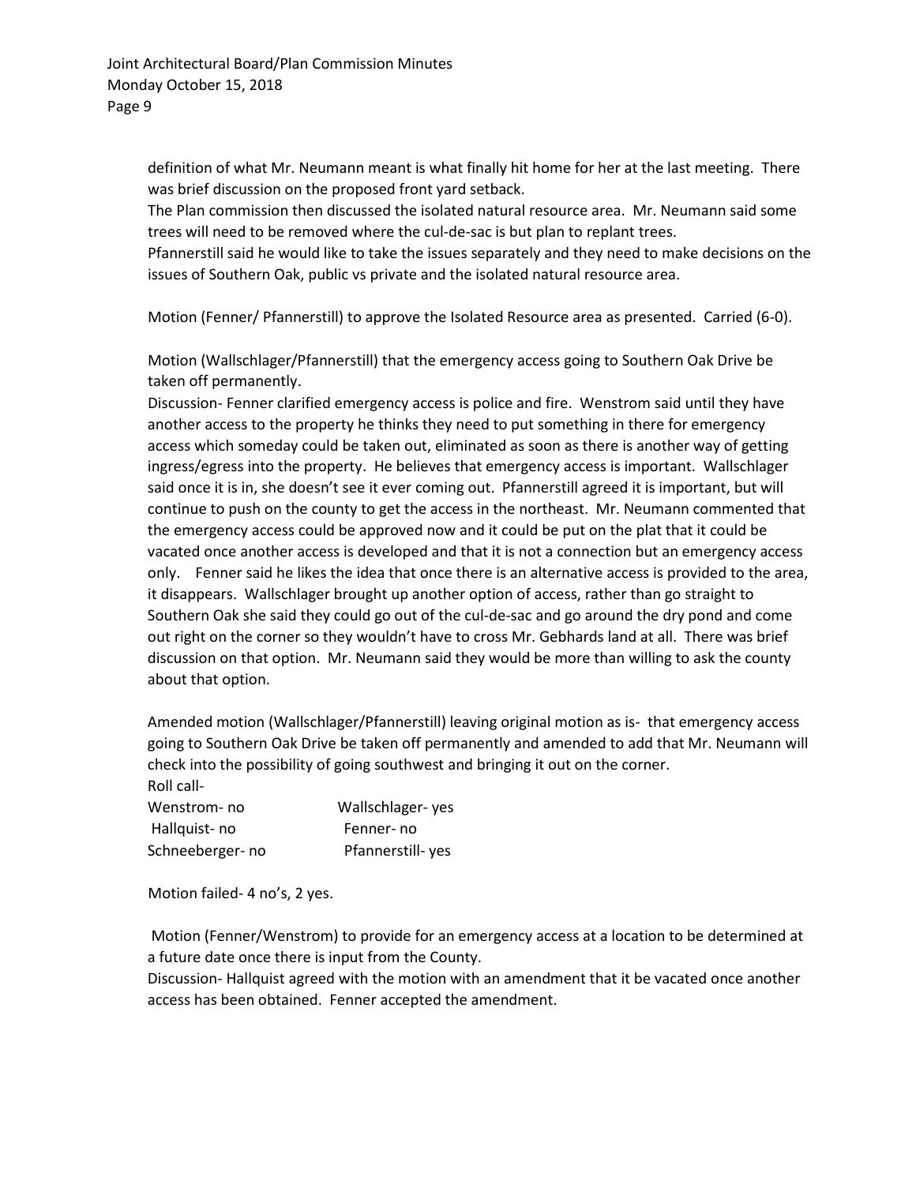definition of what Mr. Neumann meant is what finally hit home for her at the last meeting. There was brief discussion on the proposed front yard setback.

The Plan commission then discussed the isolated natural resource area. Mr. Neumann said some trees will need to be removed where the cul-de-sac is but plan to replant trees.

Pfannerstill said he would like to take the issues separately and they need to make decisions on the issues of Southern Oak, public vs private and the isolated natural resource area.

Motion (Fenner/ Pfannerstill) to approve the Isolated Resource area as presented. Carried (6-0).

Motion (Wallschlager/Pfannerstill) that the emergency access going to Southern Oak Drive be taken off permanently.

Discussion- Fenner clarified emergency access is police and fire. Wenstrom said until they have another access to the property he thinks they need to put something in there for emergency access which someday could be taken out, eliminated as soon as there is another way of getting ingress/egress into the property. He believes that emergency access is important. Wallschlager said once it is in, she doesn't see it ever coming out. Pfannerstill agreed it is important, but will continue to push on the county to get the access in the northeast. Mr. Neumann commented that the emergency access could be approved now and it could be put on the plat that it could be vacated once another access is developed and that it is not a connection but an emergency access only. Fenner said he likes the idea that once there is an alternative access is provided to the area, it disappears. Wallschlager brought up another option of access, rather than go straight to Southern Oak she said they could go out of the cul-de-sac and go around the dry pond and come out right on the corner so they wouldn't have to cross Mr. Gebhards land at all. There was brief discussion on that option. Mr. Neumann said they would be more than willing to ask the county about that option.

Amended motion (Wallschlager/Pfannerstill) leaving original motion as is- that emergency access going to Southern Oak Drive be taken off permanently and amended to add that Mr. Neumann will check into the possibility of going southwest and bringing it out on the corner.

Roll call-

Wenstrom- no
Wallschlager- yes
Hallquist- no
Fenner- no
Schneeberger- no
Pfannerstill- yes

Motion failed- 4 no's, 2 yes.

Motion (Fenner/Wenstrom) to provide for an emergency access at a location to be determined at a future date once there is input from the County.

Discussion- Hallquist agreed with the motion with an amendment that it be vacated once another access has been obtained. Fenner accepted the amendment.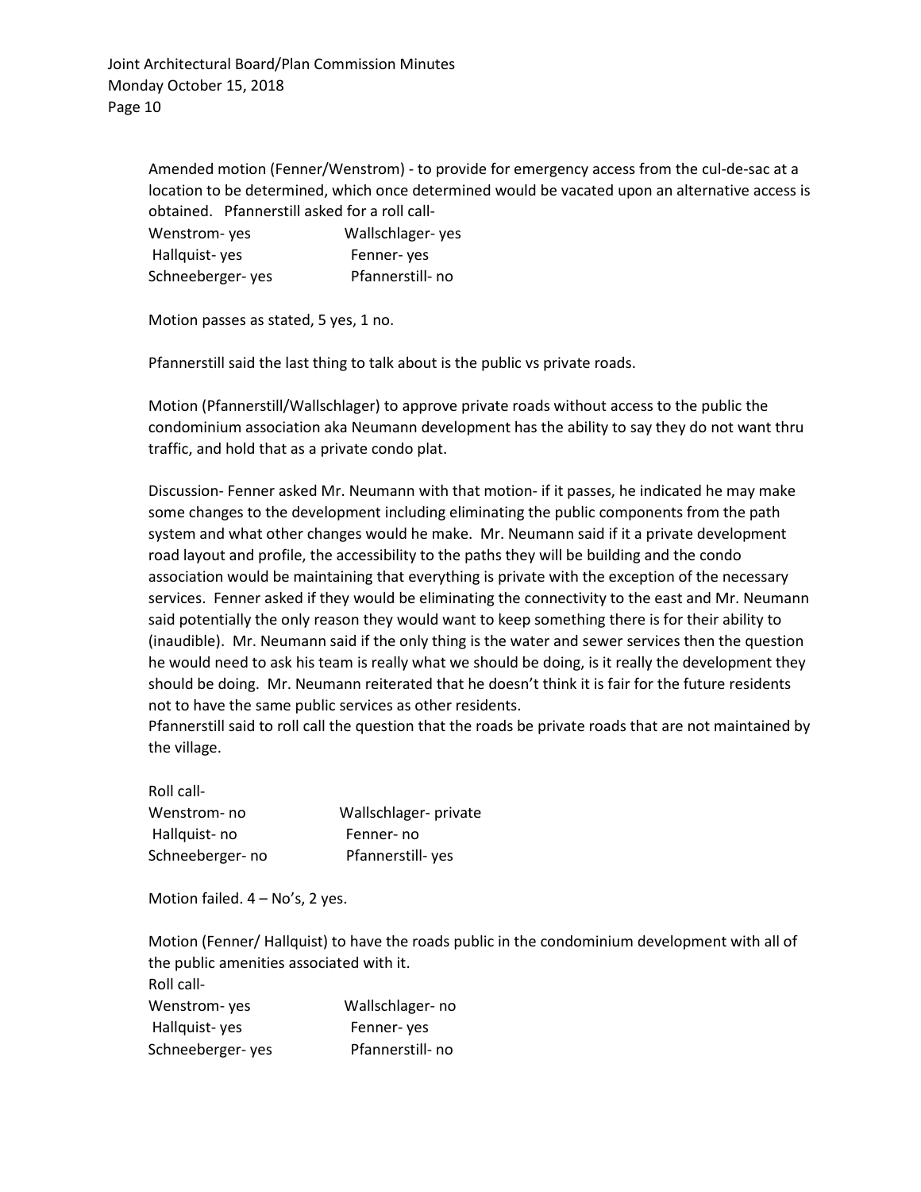Amended motion (Fenner/Wenstrom) - to provide for emergency access from the cul-de-sac at a location to be determined, which once determined would be vacated upon an alternative access is obtained. Pfannerstill asked for a roll call-

| | |
|---|---|
| Wenstrom- yes | Wallschlager- yes |
| Hallquist- yes | Fenner- yes |
| Schneeberger- yes | Pfannerstill- no |

Motion passes as stated, 5 yes, 1 no.

Pfannerstill said the last thing to talk about is the public vs private roads.

Motion (Pfannerstill/Wallschlager) to approve private roads without access to the public the condominium association aka Neumann development has the ability to say they do not want thru traffic, and hold that as a private condo plat.

Discussion- Fenner asked Mr. Neumann with that motion- if it passes, he indicated he may make some changes to the development including eliminating the public components from the path system and what other changes would he make. Mr. Neumann said if it a private development road layout and profile, the accessibility to the paths they will be building and the condo association would be maintaining that everything is private with the exception of the necessary services. Fenner asked if they would be eliminating the connectivity to the east and Mr. Neumann said potentially the only reason they would want to keep something there is for their ability to (inaudible). Mr. Neumann said if the only thing is the water and sewer services then the question he would need to ask his team is really what we should be doing, is it really the development they should be doing. Mr. Neumann reiterated that he doesn't think it is fair for the future residents not to have the same public services as other residents.
Pfannerstill said to roll call the question that the roads be private roads that are not maintained by the village.

Roll call-

| | |
|---|---|
| Wenstrom- no | Wallschlager- private |
| Hallquist- no | Fenner- no |
| Schneeberger- no | Pfannerstill- yes |

Motion failed. 4 – No's, 2 yes.

Motion (Fenner/ Hallquist) to have the roads public in the condominium development with all of the public amenities associated with it.
Roll call-

| | |
|---|---|
| Wenstrom- yes | Wallschlager- no |
| Hallquist- yes | Fenner- yes |
| Schneeberger- yes | Pfannerstill- no |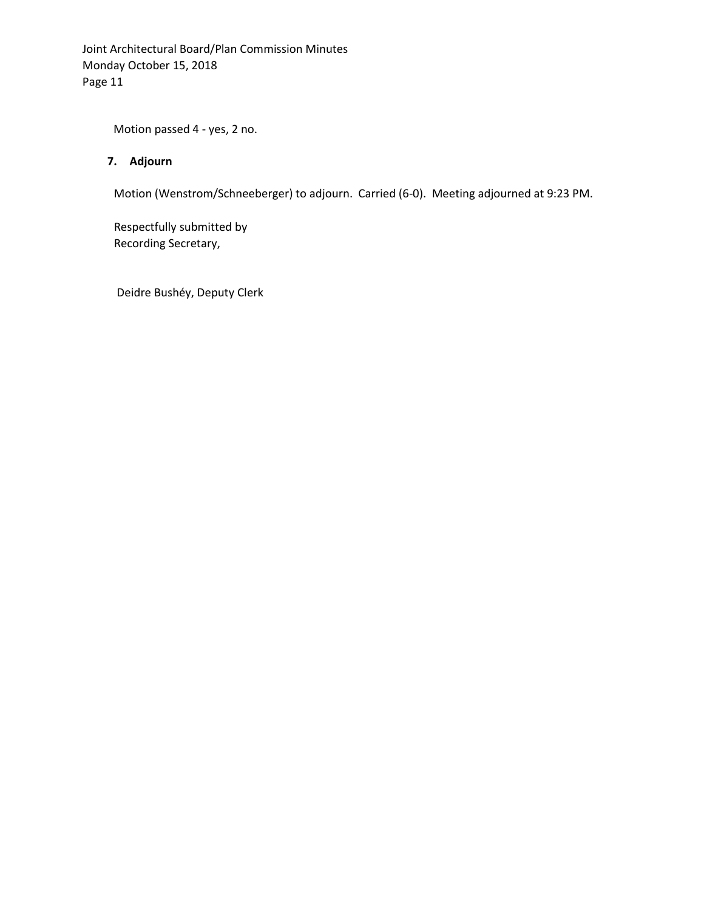Motion passed 4 - yes, 2 no.

**7. Adjourn**

Motion (Wenstrom/Schneeberger) to adjourn. Carried (6-0). Meeting adjourned at 9:23 PM.

Respectfully submitted by
Recording Secretary,

Deidre Bushéy, Deputy Clerk